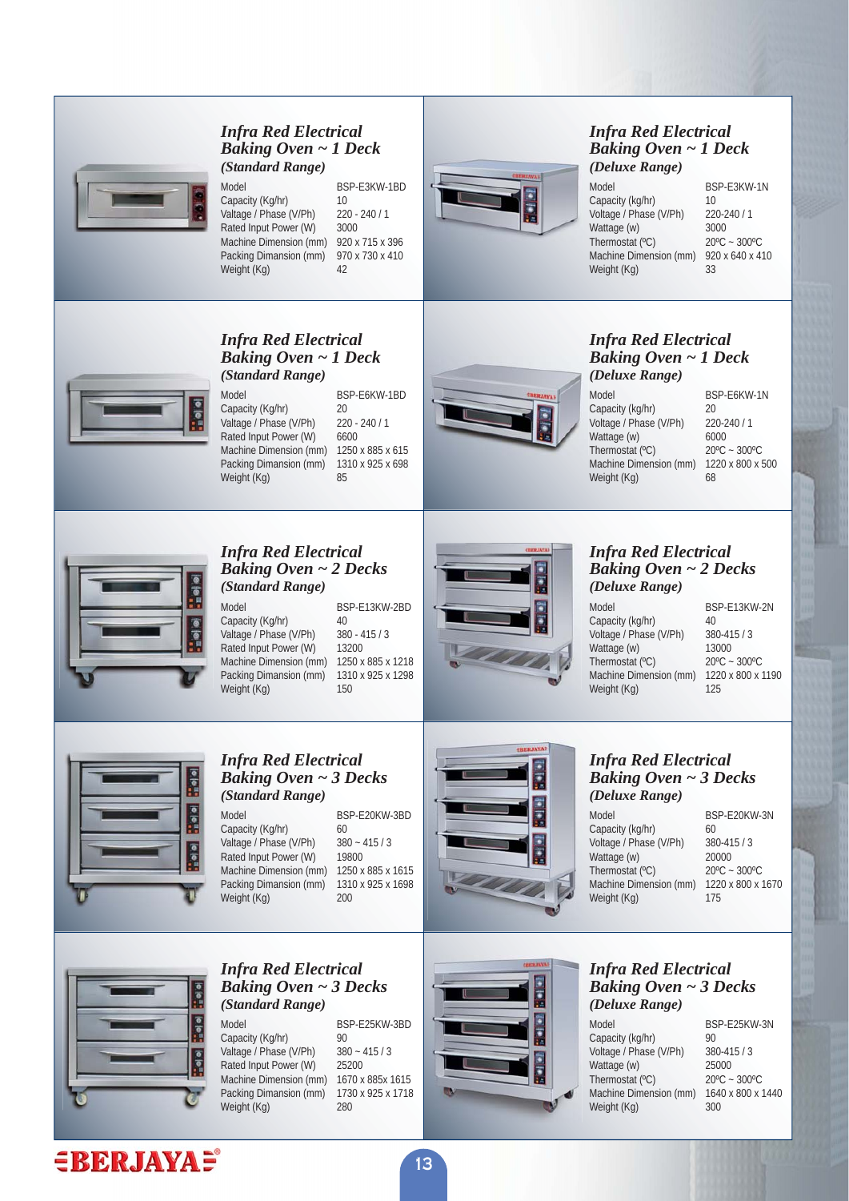### Infra Red Electrical Baking Oven ~ 1 Deck
*(Standard Range)*

| Model | BSP-E3KW-1BD |
|---|---|
| Capacity (Kg/hr) | 10 |
| Valtage / Phase (V/Ph) | 220 - 240 / 1 |
| Rated Input Power (W) | 3000 |
| Machine Dimension (mm) | 920 x 715 x 396 |
| Packing Dimansion (mm) | 970 x 730 x 410 |
| Weight (Kg) | 42 |

### Infra Red Electrical Baking Oven ~ 1 Deck
*(Deluxe Range)*

| Model | BSP-E3KW-1N |
|---|---|
| Capacity (kg/hr) | 10 |
| Voltage / Phase (V/Ph) | 220-240 / 1 |
| Wattage (w) | 3000 |
| Thermostat (ºC) | 20ºC ~ 300ºC |
| Machine Dimension (mm) | 920 x 640 x 410 |
| Weight (Kg) | 33 |

### Infra Red Electrical Baking Oven ~ 1 Deck
*(Standard Range)*

| Model | BSP-E6KW-1BD |
|---|---|
| Capacity (Kg/hr) | 20 |
| Valtage / Phase (V/Ph) | 220 - 240 / 1 |
| Rated Input Power (W) | 6600 |
| Machine Dimension (mm) | 1250 x 885 x 615 |
| Packing Dimansion (mm) | 1310 x 925 x 698 |
| Weight (Kg) | 85 |

### Infra Red Electrical Baking Oven ~ 1 Deck
*(Deluxe Range)*

| Model | BSP-E6KW-1N |
|---|---|
| Capacity (kg/hr) | 20 |
| Voltage / Phase (V/Ph) | 220-240 / 1 |
| Wattage (w) | 6000 |
| Thermostat (ºC) | 20ºC ~ 300ºC |
| Machine Dimension (mm) | 1220 x 800 x 500 |
| Weight (Kg) | 68 |

### Infra Red Electrical Baking Oven ~ 2 Decks
*(Standard Range)*

| Model | BSP-E13KW-2BD |
|---|---|
| Capacity (Kg/hr) | 40 |
| Valtage / Phase (V/Ph) | 380 - 415 / 3 |
| Rated Input Power (W) | 13200 |
| Machine Dimension (mm) | 1250 x 885 x 1218 |
| Packing Dimansion (mm) | 1310 x 925 x 1298 |
| Weight (Kg) | 150 |

### Infra Red Electrical Baking Oven ~ 2 Decks
*(Deluxe Range)*

| Model | BSP-E13KW-2N |
|---|---|
| Capacity (kg/hr) | 40 |
| Voltage / Phase (V/Ph) | 380-415 / 3 |
| Wattage (w) | 13000 |
| Thermostat (ºC) | 20ºC ~ 300ºC |
| Machine Dimension (mm) | 1220 x 800 x 1190 |
| Weight (Kg) | 125 |

### Infra Red Electrical Baking Oven ~ 3 Decks
*(Standard Range)*

| Model | BSP-E20KW-3BD |
|---|---|
| Capacity (Kg/hr) | 60 |
| Valtage / Phase (V/Ph) | 380 ~ 415 / 3 |
| Rated Input Power (W) | 19800 |
| Machine Dimension (mm) | 1250 x 885 x 1615 |
| Packing Dimansion (mm) | 1310 x 925 x 1698 |
| Weight (Kg) | 200 |

### Infra Red Electrical Baking Oven ~ 3 Decks
*(Deluxe Range)*

| Model | BSP-E20KW-3N |
|---|---|
| Capacity (kg/hr) | 60 |
| Voltage / Phase (V/Ph) | 380-415 / 3 |
| Wattage (w) | 20000 |
| Thermostat (ºC) | 20ºC ~ 300ºC |
| Machine Dimension (mm) | 1220 x 800 x 1670 |
| Weight (Kg) | 175 |

### Infra Red Electrical Baking Oven ~ 3 Decks
*(Standard Range)*

| Model | BSP-E25KW-3BD |
|---|---|
| Capacity (Kg/hr) | 90 |
| Valtage / Phase (V/Ph) | 380 ~ 415 / 3 |
| Rated Input Power (W) | 25200 |
| Machine Dimension (mm) | 1670 x 885x 1615 |
| Packing Dimansion (mm) | 1730 x 925 x 1718 |
| Weight (Kg) | 280 |

### Infra Red Electrical Baking Oven ~ 3 Decks
*(Deluxe Range)*

| Model | BSP-E25KW-3N |
|---|---|
| Capacity (kg/hr) | 90 |
| Voltage / Phase (V/Ph) | 380-415 / 3 |
| Wattage (w) | 25000 |
| Thermostat (ºC) | 20ºC ~ 300ºC |
| Machine Dimension (mm) | 1640 x 800 x 1440 |
| Weight (Kg) | 300 |

BERJAYA®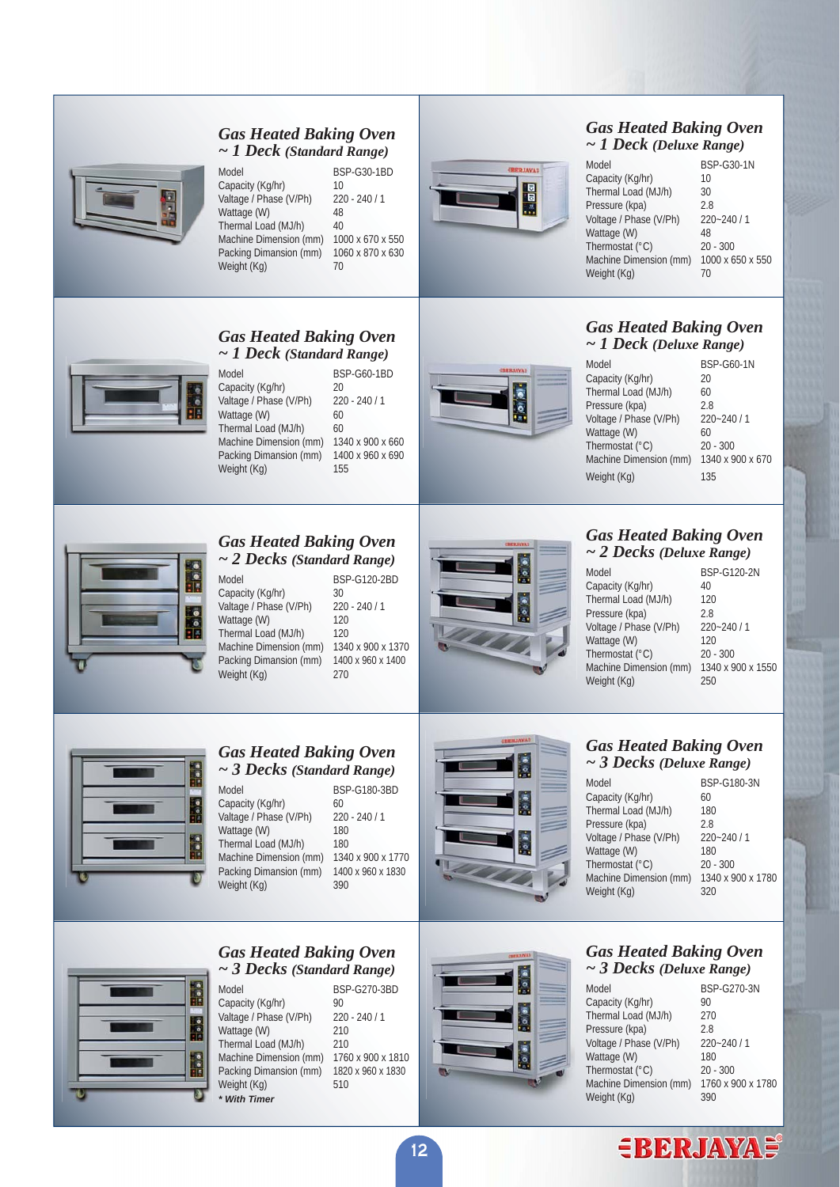## Gas Heated Baking Oven ~ 1 Deck *(Standard Range)*

| | |
|---|---|
| Model | BSP-G30-1BD |
| Capacity (Kg/hr) | 10 |
| Valtage / Phase (V/Ph) | 220 - 240 / 1 |
| Wattage (W) | 48 |
| Thermal Load (MJ/h) | 40 |
| Machine Dimension (mm) | 1000 x 670 x 550 |
| Packing Dimansion (mm) | 1060 x 870 x 630 |
| Weight (Kg) | 70 |

## Gas Heated Baking Oven ~ 1 Deck *(Deluxe Range)*

| | |
|---|---|
| Model | BSP-G30-1N |
| Capacity (Kg/hr) | 10 |
| Thermal Load (MJ/h) | 30 |
| Pressure (kpa) | 2.8 |
| Voltage / Phase (V/Ph) | 220~240 / 1 |
| Wattage (W) | 48 |
| Thermostat (°C) | 20 - 300 |
| Machine Dimension (mm) | 1000 x 650 x 550 |
| Weight (Kg) | 70 |

## Gas Heated Baking Oven ~ 1 Deck *(Standard Range)*

| | |
|---|---|
| Model | BSP-G60-1BD |
| Capacity (Kg/hr) | 20 |
| Valtage / Phase (V/Ph) | 220 - 240 / 1 |
| Wattage (W) | 60 |
| Thermal Load (MJ/h) | 60 |
| Machine Dimension (mm) | 1340 x 900 x 660 |
| Packing Dimansion (mm) | 1400 x 960 x 690 |
| Weight (Kg) | 155 |

## Gas Heated Baking Oven ~ 1 Deck *(Deluxe Range)*

| | |
|---|---|
| Model | BSP-G60-1N |
| Capacity (Kg/hr) | 20 |
| Thermal Load (MJ/h) | 60 |
| Pressure (kpa) | 2.8 |
| Voltage / Phase (V/Ph) | 220~240 / 1 |
| Wattage (W) | 60 |
| Thermostat (°C) | 20 - 300 |
| Machine Dimension (mm) | 1340 x 900 x 670 |
| Weight (Kg) | 135 |

## Gas Heated Baking Oven ~ 2 Decks *(Standard Range)*

| | |
|---|---|
| Model | BSP-G120-2BD |
| Capacity (Kg/hr) | 30 |
| Valtage / Phase (V/Ph) | 220 - 240 / 1 |
| Wattage (W) | 120 |
| Thermal Load (MJ/h) | 120 |
| Machine Dimension (mm) | 1340 x 900 x 1370 |
| Packing Dimansion (mm) | 1400 x 960 x 1400 |
| Weight (Kg) | 270 |

## Gas Heated Baking Oven ~ 2 Decks *(Deluxe Range)*

| | |
|---|---|
| Model | BSP-G120-2N |
| Capacity (Kg/hr) | 40 |
| Thermal Load (MJ/h) | 120 |
| Pressure (kpa) | 2.8 |
| Voltage / Phase (V/Ph) | 220~240 / 1 |
| Wattage (W) | 120 |
| Thermostat (°C) | 20 - 300 |
| Machine Dimension (mm) | 1340 x 900 x 1550 |
| Weight (Kg) | 250 |

## Gas Heated Baking Oven ~ 3 Decks *(Standard Range)*

| | |
|---|---|
| Model | BSP-G180-3BD |
| Capacity (Kg/hr) | 60 |
| Valtage / Phase (V/Ph) | 220 - 240 / 1 |
| Wattage (W) | 180 |
| Thermal Load (MJ/h) | 180 |
| Machine Dimension (mm) | 1340 x 900 x 1770 |
| Packing Dimansion (mm) | 1400 x 960 x 1830 |
| Weight (Kg) | 390 |

## Gas Heated Baking Oven ~ 3 Decks *(Deluxe Range)*

| | |
|---|---|
| Model | BSP-G180-3N |
| Capacity (Kg/hr) | 60 |
| Thermal Load (MJ/h) | 180 |
| Pressure (kpa) | 2.8 |
| Voltage / Phase (V/Ph) | 220~240 / 1 |
| Wattage (W) | 180 |
| Thermostat (°C) | 20 - 300 |
| Machine Dimension (mm) | 1340 x 900 x 1780 |
| Weight (Kg) | 320 |

## Gas Heated Baking Oven ~ 3 Decks *(Standard Range)*

| | |
|---|---|
| Model | BSP-G270-3BD |
| Capacity (Kg/hr) | 90 |
| Valtage / Phase (V/Ph) | 220 - 240 / 1 |
| Wattage (W) | 210 |
| Thermal Load (MJ/h) | 210 |
| Machine Dimension (mm) | 1760 x 900 x 1810 |
| Packing Dimansion (mm) | 1820 x 960 x 1830 |
| Weight (Kg) | 510 |

***With Timer**

## Gas Heated Baking Oven ~ 3 Decks *(Deluxe Range)*

| | |
|---|---|
| Model | BSP-G270-3N |
| Capacity (Kg/hr) | 90 |
| Thermal Load (MJ/h) | 270 |
| Pressure (kpa) | 2.8 |
| Voltage / Phase (V/Ph) | 220~240 / 1 |
| Wattage (W) | 180 |
| Thermostat (°C) | 20 - 300 |
| Machine Dimension (mm) | 1760 x 900 x 1780 |
| Weight (Kg) | 390 |

BERJAYA®